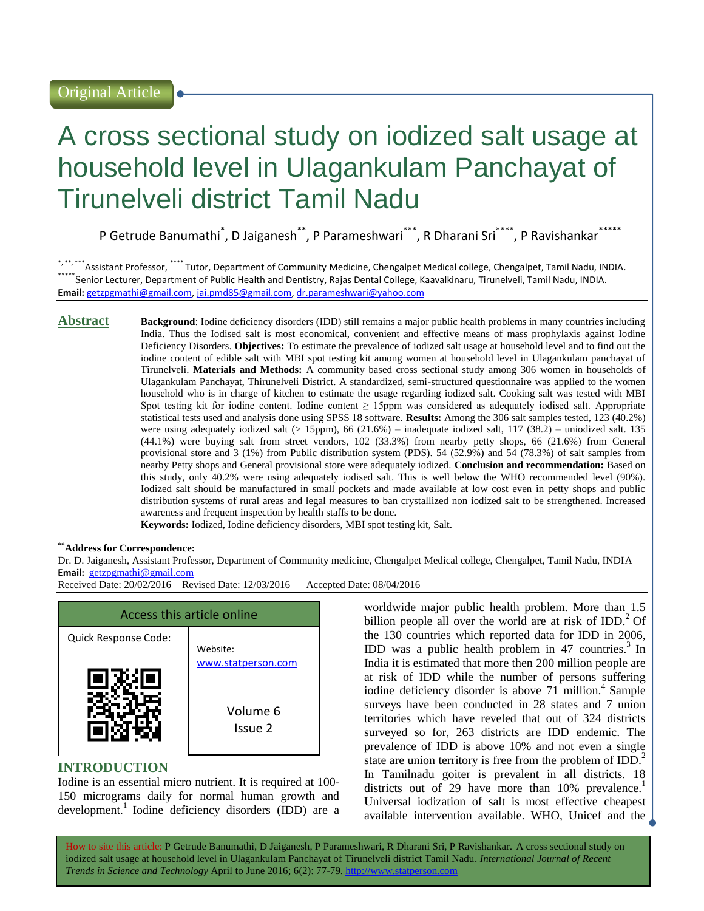Original Article

# A cross sectional study on iodized salt usage at household level in Ulagankulam Panchayat of Tirunelveli district Tamil Nadu

P Getrude Banumathi[*], D Jaiganesh[**], P Parameshwari[***], R Dharani Sri[****], P Ravishankar[*****]

[*, **, ***]Assistant Professor, [****]Tutor, Department of Community Medicine, Chengalpet Medical college, Chengalpet, Tamil Nadu, INDIA.
[*****]Senior Lecturer, Department of Public Health and Dentistry, Rajas Dental College, Kaavalkinaru, Tirunelveli, Tamil Nadu, INDIA.
**Email:** getzpgmathi@gmail.com, jai.pmd85@gmail.com, dr.parameshwari@yahoo.com

## Abstract

**Background**: Iodine deficiency disorders (IDD) still remains a major public health problems in many countries including India. Thus the Iodised salt is most economical, convenient and effective means of mass prophylaxis against Iodine Deficiency Disorders. **Objectives:** To estimate the prevalence of iodized salt usage at household level and to find out the iodine content of edible salt with MBI spot testing kit among women at household level in Ulagankulam panchayat of Tirunelveli. **Materials and Methods:** A community based cross sectional study among 306 women in households of Ulagankulam Panchayat, Thirunelveli District. A standardized, semi-structured questionnaire was applied to the women household who is in charge of kitchen to estimate the usage regarding iodized salt. Cooking salt was tested with MBI Spot testing kit for iodine content. Iodine content ≥ 15ppm was considered as adequately iodised salt. Appropriate statistical tests used and analysis done using SPSS 18 software. **Results:** Among the 306 salt samples tested, 123 (40.2%) were using adequately iodized salt (> 15ppm), 66 (21.6%) – inadequate iodized salt, 117 (38.2) – uniodized salt. 135 (44.1%) were buying salt from street vendors, 102 (33.3%) from nearby petty shops, 66 (21.6%) from General provisional store and 3 (1%) from Public distribution system (PDS). 54 (52.9%) and 54 (78.3%) of salt samples from nearby Petty shops and General provisional store were adequately iodized. **Conclusion and recommendation:** Based on this study, only 40.2% were using adequately iodised salt. This is well below the WHO recommended level (90%). Iodized salt should be manufactured in small pockets and made available at low cost even in petty shops and public distribution systems of rural areas and legal measures to ban crystallized non iodized salt to be strengthened. Increased awareness and frequent inspection by health staffs to be done.

**Keywords:** Iodized, Iodine deficiency disorders, MBI spot testing kit, Salt.

**[**]Address for Correspondence:**
Dr. D. Jaiganesh, Assistant Professor, Department of Community medicine, Chengalpet Medical college, Chengalpet, Tamil Nadu, INDIA
**Email:** getzpgmathi@gmail.com
Received Date: 20/02/2016 Revised Date: 12/03/2016 Accepted Date: 08/04/2016

| Access this article online | |
|---|---|
| Quick Response Code: | Website: www.statperson.com |
| | Volume 6 Issue 2 |

## INTRODUCTION

Iodine is an essential micro nutrient. It is required at 100-150 micrograms daily for normal human growth and development.[1] Iodine deficiency disorders (IDD) are a worldwide major public health problem. More than 1.5 billion people all over the world are at risk of IDD.[2] Of the 130 countries which reported data for IDD in 2006, IDD was a public health problem in 47 countries.[3] In India it is estimated that more then 200 million people are at risk of IDD while the number of persons suffering iodine deficiency disorder is above 71 million.[4] Sample surveys have been conducted in 28 states and 7 union territories which have reveled that out of 324 districts surveyed so for, 263 districts are IDD endemic. The prevalence of IDD is above 10% and not even a single state are union territory is free from the problem of IDD.[2] In Tamilnadu goiter is prevalent in all districts. 18 districts out of 29 have more than 10% prevalence.[1] Universal iodization of salt is most effective cheapest available intervention available. WHO, Unicef and the

How to site this article: P Getrude Banumathi, D Jaiganesh, P Parameshwari, R Dharani Sri, P Ravishankar. A cross sectional study on iodized salt usage at household level in Ulagankulam Panchayat of Tirunelveli district Tamil Nadu. *International Journal of Recent Trends in Science and Technology* April to June 2016; 6(2): 77-79. http://www.statperson.com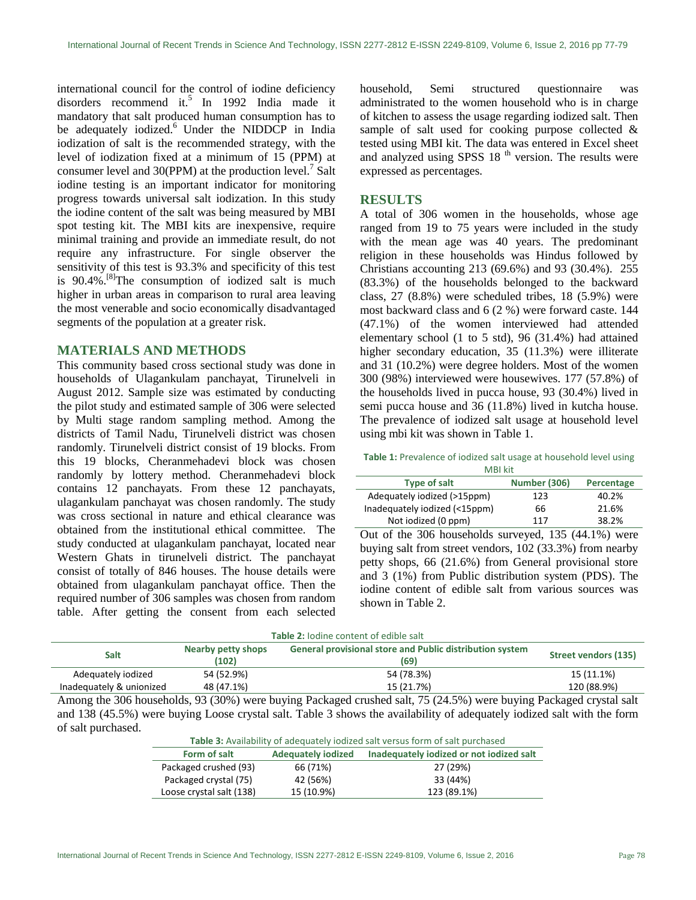international council for the control of iodine deficiency disorders recommend it.[5] In 1992 India made it mandatory that salt produced human consumption has to be adequately iodized.[6] Under the NIDDCP in India iodization of salt is the recommended strategy, with the level of iodization fixed at a minimum of 15 (PPM) at consumer level and 30(PPM) at the production level.[7] Salt iodine testing is an important indicator for monitoring progress towards universal salt iodization. In this study the iodine content of the salt was being measured by MBI spot testing kit. The MBI kits are inexpensive, require minimal training and provide an immediate result, do not require any infrastructure. For single observer the sensitivity of this test is 93.3% and specificity of this test is 90.4%.[8]The consumption of iodized salt is much higher in urban areas in comparison to rural area leaving the most venerable and socio economically disadvantaged segments of the population at a greater risk.

## MATERIALS AND METHODS

This community based cross sectional study was done in households of Ulagankulam panchayat, Tirunelveli in August 2012. Sample size was estimated by conducting the pilot study and estimated sample of 306 were selected by Multi stage random sampling method. Among the districts of Tamil Nadu, Tirunelveli district was chosen randomly. Tirunelveli district consist of 19 blocks. From this 19 blocks, Cheranmehadevi block was chosen randomly by lottery method. Cheranmehadevi block contains 12 panchayats. From these 12 panchayats, ulagankulam panchayat was chosen randomly. The study was cross sectional in nature and ethical clearance was obtained from the institutional ethical committee. The study conducted at ulagankulam panchayat, located near Western Ghats in tirunelveli district. The panchayat consist of totally of 846 houses. The house details were obtained from ulagankulam panchayat office. Then the required number of 306 samples was chosen from random table. After getting the consent from each selected household, Semi structured questionnaire was administrated to the women household who is in charge of kitchen to assess the usage regarding iodized salt. Then sample of salt used for cooking purpose collected & tested using MBI kit. The data was entered in Excel sheet and analyzed using SPSS 18 th version. The results were expressed as percentages.

## RESULTS

A total of 306 women in the households, whose age ranged from 19 to 75 years were included in the study with the mean age was 40 years. The predominant religion in these households was Hindus followed by Christians accounting 213 (69.6%) and 93 (30.4%). 255 (83.3%) of the households belonged to the backward class, 27 (8.8%) were scheduled tribes, 18 (5.9%) were most backward class and 6 (2 %) were forward caste. 144 (47.1%) of the women interviewed had attended elementary school (1 to 5 std), 96 (31.4%) had attained higher secondary education, 35 (11.3%) were illiterate and 31 (10.2%) were degree holders. Most of the women 300 (98%) interviewed were housewives. 177 (57.8%) of the households lived in pucca house, 93 (30.4%) lived in semi pucca house and 36 (11.8%) lived in kutcha house. The prevalence of iodized salt usage at household level using mbi kit was shown in Table 1.

**Table 1:** Prevalence of iodized salt usage at household level using MBI kit

| Type of salt | Number (306) | Percentage |
|---|---|---|
| Adequately iodized (>15ppm) | 123 | 40.2% |
| Inadequately iodized (<15ppm) | 66 | 21.6% |
| Not iodized (0 ppm) | 117 | 38.2% |

Out of the 306 households surveyed, 135 (44.1%) were buying salt from street vendors, 102 (33.3%) from nearby petty shops, 66 (21.6%) from General provisional store and 3 (1%) from Public distribution system (PDS). The iodine content of edible salt from various sources was shown in Table 2.

**Table 2:** Iodine content of edible salt

| Salt | Nearby petty shops (102) | General provisional store and Public distribution system (69) | Street vendors (135) |
|---|---|---|---|
| Adequately iodized | 54 (52.9%) | 54 (78.3%) | 15 (11.1%) |
| Inadequately & unionized | 48 (47.1%) | 15 (21.7%) | 120 (88.9%) |

Among the 306 households, 93 (30%) were buying Packaged crushed salt, 75 (24.5%) were buying Packaged crystal salt and 138 (45.5%) were buying Loose crystal salt. Table 3 shows the availability of adequately iodized salt with the form of salt purchased.

**Table 3:** Availability of adequately iodized salt versus form of salt purchased

| Form of salt | Adequately iodized | Inadequately iodized or not iodized salt |
|---|---|---|
| Packaged crushed (93) | 66 (71%) | 27 (29%) |
| Packaged crystal (75) | 42 (56%) | 33 (44%) |
| Loose crystal salt (138) | 15 (10.9%) | 123 (89.1%) |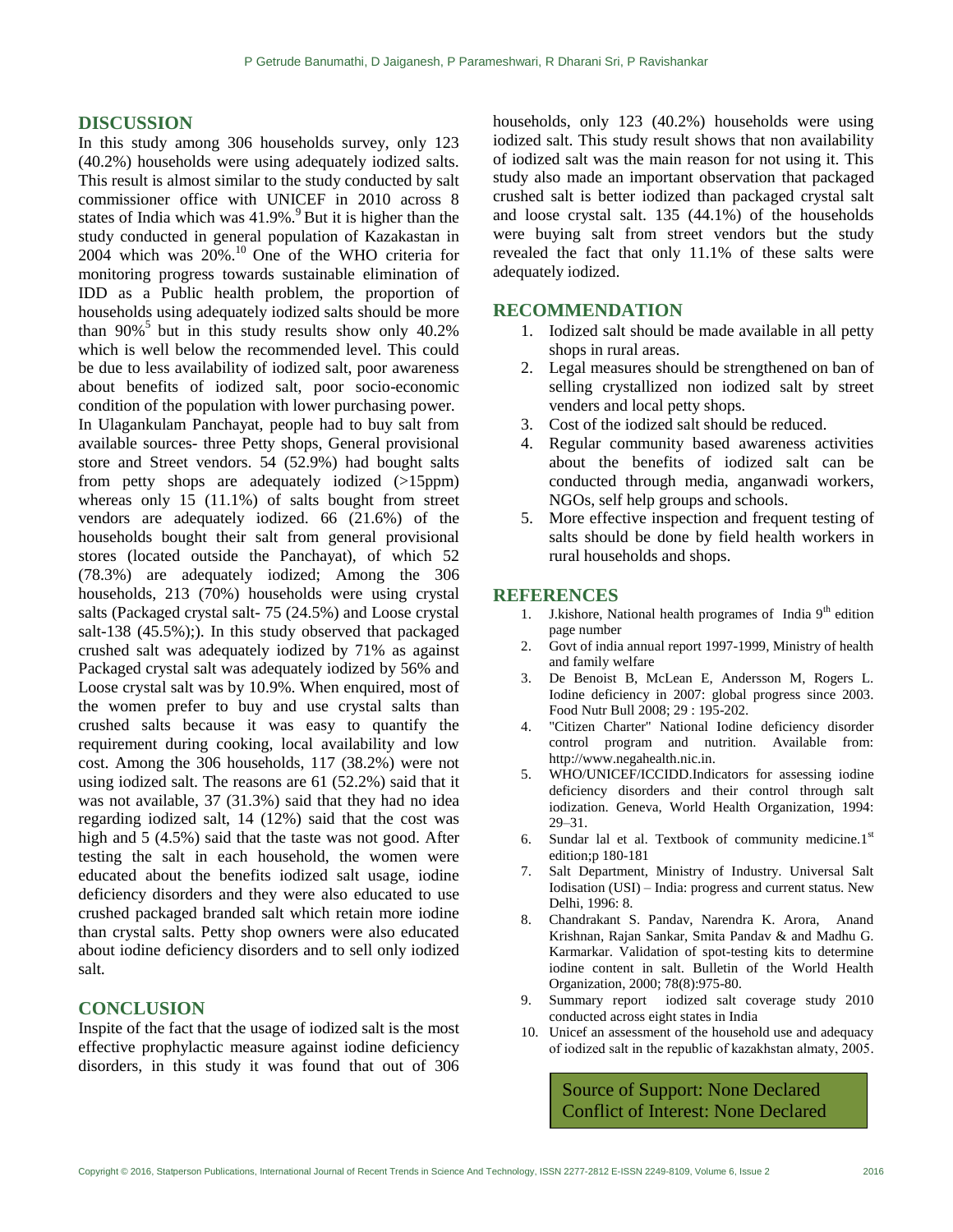## DISCUSSION

In this study among 306 households survey, only 123 (40.2%) households were using adequately iodized salts. This result is almost similar to the study conducted by salt commissioner office with UNICEF in 2010 across 8 states of India which was 41.9%.[9] But it is higher than the study conducted in general population of Kazakastan in 2004 which was 20%.[10] One of the WHO criteria for monitoring progress towards sustainable elimination of IDD as a Public health problem, the proportion of households using adequately iodized salts should be more than 90%[5] but in this study results show only 40.2% which is well below the recommended level. This could be due to less availability of iodized salt, poor awareness about benefits of iodized salt, poor socio-economic condition of the population with lower purchasing power.

In Ulagankulam Panchayat, people had to buy salt from available sources- three Petty shops, General provisional store and Street vendors. 54 (52.9%) had bought salts from petty shops are adequately iodized (>15ppm) whereas only 15 (11.1%) of salts bought from street vendors are adequately iodized. 66 (21.6%) of the households bought their salt from general provisional stores (located outside the Panchayat), of which 52 (78.3%) are adequately iodized; Among the 306 households, 213 (70%) households were using crystal salts (Packaged crystal salt- 75 (24.5%) and Loose crystal salt-138 (45.5%);). In this study observed that packaged crushed salt was adequately iodized by 71% as against Packaged crystal salt was adequately iodized by 56% and Loose crystal salt was by 10.9%. When enquired, most of the women prefer to buy and use crystal salts than crushed salts because it was easy to quantify the requirement during cooking, local availability and low cost. Among the 306 households, 117 (38.2%) were not using iodized salt. The reasons are 61 (52.2%) said that it was not available, 37 (31.3%) said that they had no idea regarding iodized salt, 14 (12%) said that the cost was high and 5 (4.5%) said that the taste was not good. After testing the salt in each household, the women were educated about the benefits iodized salt usage, iodine deficiency disorders and they were also educated to use crushed packaged branded salt which retain more iodine than crystal salts. Petty shop owners were also educated about iodine deficiency disorders and to sell only iodized salt.

## CONCLUSION

Inspite of the fact that the usage of iodized salt is the most effective prophylactic measure against iodine deficiency disorders, in this study it was found that out of 306 households, only 123 (40.2%) households were using iodized salt. This study result shows that non availability of iodized salt was the main reason for not using it. This study also made an important observation that packaged crushed salt is better iodized than packaged crystal salt and loose crystal salt. 135 (44.1%) of the households were buying salt from street vendors but the study revealed the fact that only 11.1% of these salts were adequately iodized.

## RECOMMENDATION

1. Iodized salt should be made available in all petty shops in rural areas.
2. Legal measures should be strengthened on ban of selling crystallized non iodized salt by street venders and local petty shops.
3. Cost of the iodized salt should be reduced.
4. Regular community based awareness activities about the benefits of iodized salt can be conducted through media, anganwadi workers, NGOs, self help groups and schools.
5. More effective inspection and frequent testing of salts should be done by field health workers in rural households and shops.

## REFERENCES

1. J.kishore, National health programes of India 9th edition page number
2. Govt of india annual report 1997-1999, Ministry of health and family welfare
3. De Benoist B, McLean E, Andersson M, Rogers L. Iodine deficiency in 2007: global progress since 2003. Food Nutr Bull 2008; 29 : 195-202.
4. "Citizen Charter" National Iodine deficiency disorder control program and nutrition. Available from: http://www.negahealth.nic.in.
5. WHO/UNICEF/ICCIDD.Indicators for assessing iodine deficiency disorders and their control through salt iodization. Geneva, World Health Organization, 1994: 29–31.
6. Sundar lal et al. Textbook of community medicine.1st edition;p 180-181
7. Salt Department, Ministry of Industry. Universal Salt Iodisation (USI) – India: progress and current status. New Delhi, 1996: 8.
8. Chandrakant S. Pandav, Narendra K. Arora, Anand Krishnan, Rajan Sankar, Smita Pandav & and Madhu G. Karmarkar. Validation of spot-testing kits to determine iodine content in salt. Bulletin of the World Health Organization, 2000; 78(8):975-80.
9. Summary report iodized salt coverage study 2010 conducted across eight states in India
10. Unicef an assessment of the household use and adequacy of iodized salt in the republic of kazakhstan almaty, 2005.

Source of Support: None Declared
Conflict of Interest: None Declared